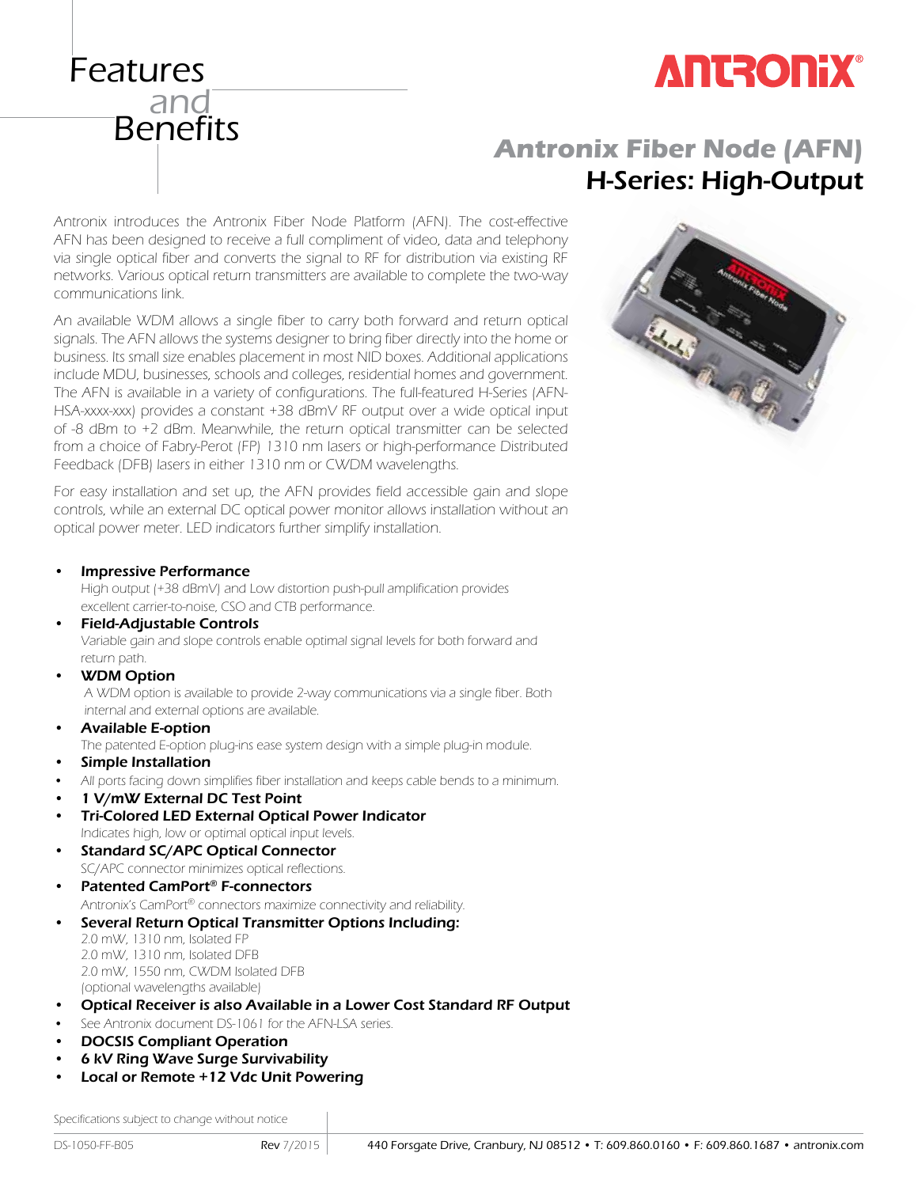# Features and Benefits

ANTRONIX®

## Antronix Fiber Node (AFN)
## H-Series: High-Output

Antronix introduces the Antronix Fiber Node Platform (AFN). The cost-effective AFN has been designed to receive a full compliment of video, data and telephony via single optical fiber and converts the signal to RF for distribution via existing RF networks. Various optical return transmitters are available to complete the two-way communications link.

An available WDM allows a single fiber to carry both forward and return optical signals. The AFN allows the systems designer to bring fiber directly into the home or business. Its small size enables placement in most NID boxes. Additional applications include MDU, businesses, schools and colleges, residential homes and government. The AFN is available in a variety of configurations. The full-featured H-Series (AFN-HSA-xxxx-xxx) provides a constant +38 dBmV RF output over a wide optical input of -8 dBm to +2 dBm. Meanwhile, the return optical transmitter can be selected from a choice of Fabry-Perot (FP) 1310 nm lasers or high-performance Distributed Feedback (DFB) lasers in either 1310 nm or CWDM wavelengths.

For easy installation and set up, the AFN provides field accessible gain and slope controls, while an external DC optical power monitor allows installation without an optical power meter. LED indicators further simplify installation.

- **Impressive Performance**
  High output (+38 dBmV) and Low distortion push-pull amplification provides excellent carrier-to-noise, CSO and CTB performance.
- **Field-Adjustable Controls**
  Variable gain and slope controls enable optimal signal levels for both forward and return path.
- **WDM Option**
  A WDM option is available to provide 2-way communications via a single fiber. Both internal and external options are available.
- **Available E-option**
  The patented E-option plug-ins ease system design with a simple plug-in module.
- **Simple Installation**
- All ports facing down simplifies fiber installation and keeps cable bends to a minimum.
- **1 V/mW External DC Test Point**
- **Tri-Colored LED External Optical Power Indicator**
  Indicates high, low or optimal optical input levels.
- **Standard SC/APC Optical Connector**
  SC/APC connector minimizes optical reflections.
- **Patented CamPort® F-connectors**
  Antronix's CamPort® connectors maximize connectivity and reliability.
- **Several Return Optical Transmitter Options Including:**
  2.0 mW, 1310 nm, Isolated FP
  2.0 mW, 1310 nm, Isolated DFB
  2.0 mW, 1550 nm, CWDM Isolated DFB
  (optional wavelengths available)
- **Optical Receiver is also Available in a Lower Cost Standard RF Output**
- See Antronix document DS-1061 for the AFN-LSA series.
- **DOCSIS Compliant Operation**
- **6 kV Ring Wave Surge Survivability**
- **Local or Remote +12 Vdc Unit Powering**

Specifications subject to change without notice

DS-1050-FF-B05 Rev 7/2015 440 Forsgate Drive, Cranbury, NJ 08512 • T: 609.860.0160 • F: 609.860.1687 • antronix.com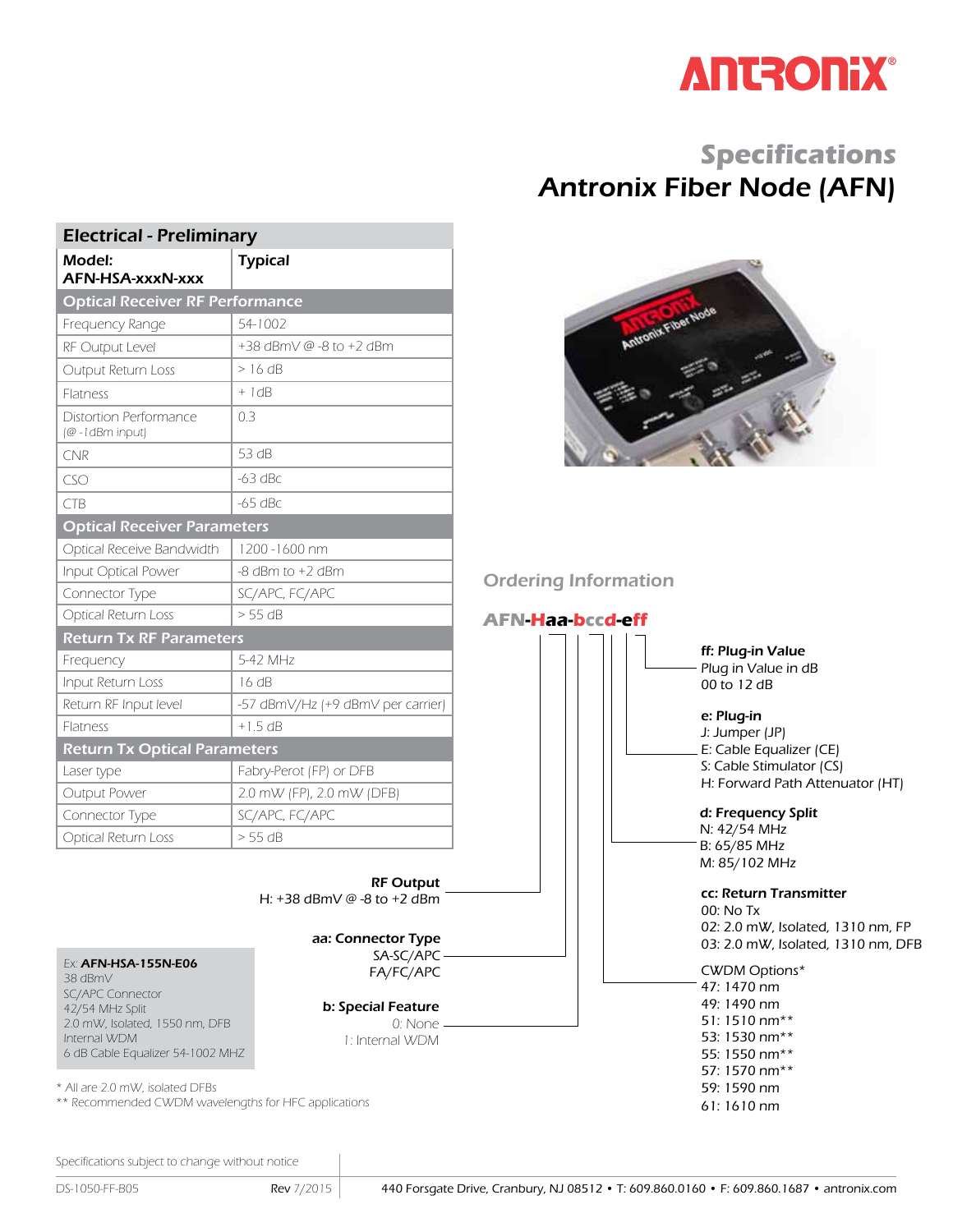## Specifications
# Antronix Fiber Node (AFN)

| Electrical - Preliminary | |
|---|---|
| **Model: AFN-HSA-xxxN-xxx** | **Typical** |
| **Optical Receiver RF Performance** | |
| Frequency Range | 54-1002 |
| RF Output Level | +38 dBmV @ -8 to +2 dBm |
| Output Return Loss | > 16 dB |
| Flatness | + 1dB |
| Distortion Performance (@ -1dBm input) | 0.3 |
| CNR | 53 dB |
| CSO | -63 dBc |
| CTB | -65 dBc |
| **Optical Receiver Parameters** | |
| Optical Receive Bandwidth | 1200 -1600 nm |
| Input Optical Power | -8 dBm to +2 dBm |
| Connector Type | SC/APC, FC/APC |
| Optical Return Loss | > 55 dB |
| **Return Tx RF Parameters** | |
| Frequency | 5-42 MHz |
| Input Return Loss | 16 dB |
| Return RF Input level | -57 dBmV/Hz (+9 dBmV per carrier) |
| Flatness | +1.5 dB |
| **Return Tx Optical Parameters** | |
| Laser type | Fabry-Perot (FP) or DFB |
| Output Power | 2.0 mW (FP), 2.0 mW (DFB) |
| Connector Type | SC/APC, FC/APC |
| Optical Return Loss | > 55 dB |

## Ordering Information

**AFN-Haa-bccd-eff**

**RF Output**
H: +38 dBmV @ -8 to +2 dBm

**aa: Connector Type**
SA-SC/APC
FA/FC/APC

**b: Special Feature**
0: None
1: Internal WDM

**cc: Return Transmitter**
00: No Tx
02: 2.0 mW, Isolated, 1310 nm, FP
03: 2.0 mW, Isolated, 1310 nm, DFB

CWDM Options*
47: 1470 nm
49: 1490 nm
51: 1510 nm**
53: 1530 nm**
55: 1550 nm**
57: 1570 nm**
59: 1590 nm
61: 1610 nm

**d: Frequency Split**
N: 42/54 MHz
B: 65/85 MHz
M: 85/102 MHz

**e: Plug-in**
J: Jumper (JP)
E: Cable Equalizer (CE)
S: Cable Stimulator (CS)
H: Forward Path Attenuator (HT)

**ff: Plug-in Value**
Plug in Value in dB
00 to 12 dB

Ex: **AFN-HSA-155N-E06**
38 dBmV
SC/APC Connector
42/54 MHz Split
2.0 mW, Isolated, 1550 nm, DFB
Internal WDM
6 dB Cable Equalizer 54-1002 MHZ

\* All are 2.0 mW, isolated DFBs
\*\* Recommended CWDM wavelengths for HFC applications

Specifications subject to change without notice

DS-1050-FF-B05 Rev 7/2015

440 Forsgate Drive, Cranbury, NJ 08512 • T: 609.860.0160 • F: 609.860.1687 • antronix.com